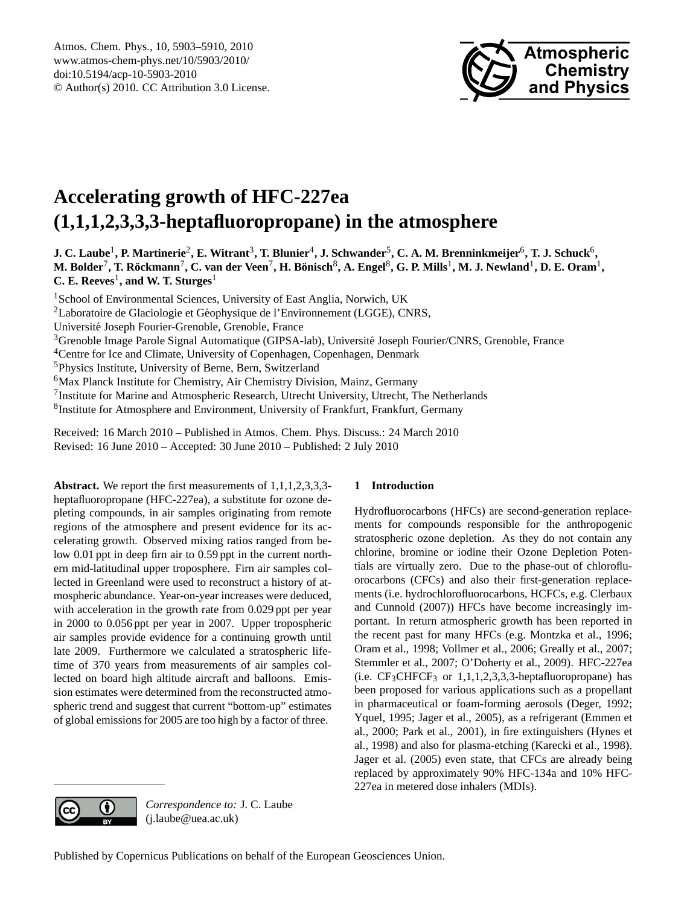# Accelerating growth of HFC-227ea (1,1,1,2,3,3,3-heptafluoropropane) in the atmosphere

**J. C. Laube[1], P. Martinerie[2], E. Witrant[3], T. Blunier[4], J. Schwander[5], C. A. M. Brenninkmeijer[6], T. J. Schuck[6], M. Bolder[7], T. Röckmann[7], C. van der Veen[7], H. Bönisch[8], A. Engel[8], G. P. Mills[1], M. J. Newland[1], D. E. Oram[1], C. E. Reeves[1], and W. T. Sturges[1]**

[1]School of Environmental Sciences, University of East Anglia, Norwich, UK

[2]Laboratoire de Glaciologie et Géophysique de l'Environnement (LGGE), CNRS, Université Joseph Fourier-Grenoble, Grenoble, France

[3]Grenoble Image Parole Signal Automatique (GIPSA-lab), Université Joseph Fourier/CNRS, Grenoble, France

[4]Centre for Ice and Climate, University of Copenhagen, Copenhagen, Denmark

[5]Physics Institute, University of Berne, Bern, Switzerland

[6]Max Planck Institute for Chemistry, Air Chemistry Division, Mainz, Germany

[7]Institute for Marine and Atmospheric Research, Utrecht University, Utrecht, The Netherlands

[8]Institute for Atmosphere and Environment, University of Frankfurt, Frankfurt, Germany

Received: 16 March 2010 – Published in Atmos. Chem. Phys. Discuss.: 24 March 2010
Revised: 16 June 2010 – Accepted: 30 June 2010 – Published: 2 July 2010

**Abstract.** We report the first measurements of 1,1,1,2,3,3,3-heptafluoropropane (HFC-227ea), a substitute for ozone depleting compounds, in air samples originating from remote regions of the atmosphere and present evidence for its accelerating growth. Observed mixing ratios ranged from below 0.01 ppt in deep firn air to 0.59 ppt in the current northern mid-latitudinal upper troposphere. Firn air samples collected in Greenland were used to reconstruct a history of atmospheric abundance. Year-on-year increases were deduced, with acceleration in the growth rate from 0.029 ppt per year in 2000 to 0.056 ppt per year in 2007. Upper tropospheric air samples provide evidence for a continuing growth until late 2009. Furthermore we calculated a stratospheric lifetime of 370 years from measurements of air samples collected on board high altitude aircraft and balloons. Emission estimates were determined from the reconstructed atmospheric trend and suggest that current "bottom-up" estimates of global emissions for 2005 are too high by a factor of three.

## 1 Introduction

Hydrofluorocarbons (HFCs) are second-generation replacements for compounds responsible for the anthropogenic stratospheric ozone depletion. As they do not contain any chlorine, bromine or iodine their Ozone Depletion Potentials are virtually zero. Due to the phase-out of chlorofluorocarbons (CFCs) and also their first-generation replacements (i.e. hydrochlorofluorocarbons, HCFCs, e.g. Clerbaux and Cunnold (2007)) HFCs have become increasingly important. In return atmospheric growth has been reported in the recent past for many HFCs (e.g. Montzka et al., 1996; Oram et al., 1998; Vollmer et al., 2006; Greally et al., 2007; Stemmler et al., 2007; O'Doherty et al., 2009). HFC-227ea (i.e. $CF_3CHFCF_3$ or 1,1,1,2,3,3,3-heptafluoropropane) has been proposed for various applications such as a propellant in pharmaceutical or foam-forming aerosols (Deger, 1992; Yquel, 1995; Jager et al., 2005), as a refrigerant (Emmen et al., 2000; Park et al., 2001), in fire extinguishers (Hynes et al., 1998) and also for plasma-etching (Karecki et al., 1998). Jager et al. (2005) even state, that CFCs are already being replaced by approximately 90% HFC-134a and 10% HFC-227ea in metered dose inhalers (MDIs).

*Correspondence to:* J. C. Laube (j.laube@uea.ac.uk)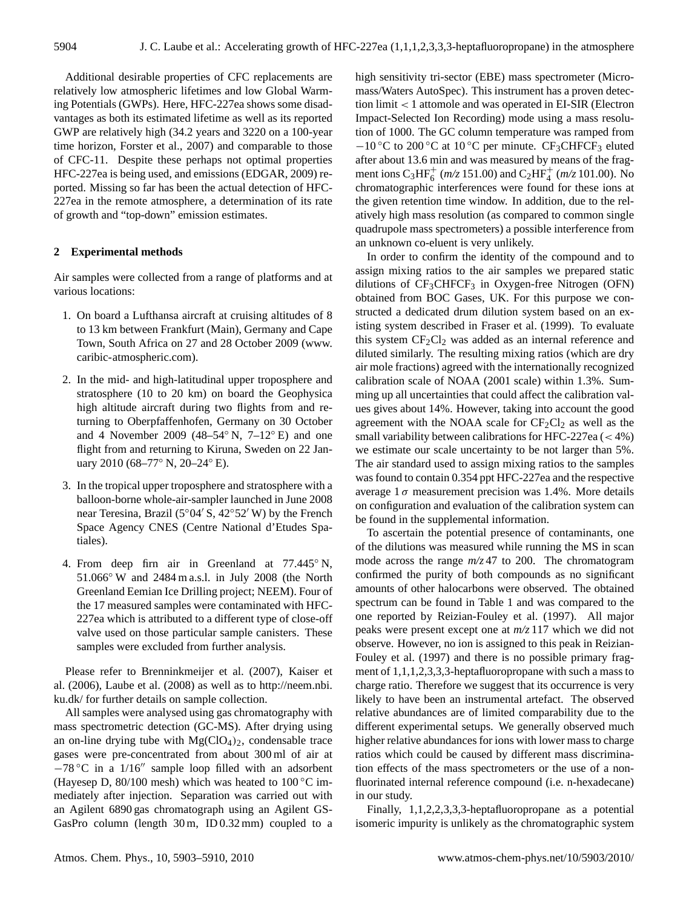Additional desirable properties of CFC replacements are relatively low atmospheric lifetimes and low Global Warming Potentials (GWPs). Here, HFC-227ea shows some disadvantages as both its estimated lifetime as well as its reported GWP are relatively high (34.2 years and 3220 on a 100-year time horizon, Forster et al., 2007) and comparable to those of CFC-11. Despite these perhaps not optimal properties HFC-227ea is being used, and emissions (EDGAR, 2009) reported. Missing so far has been the actual detection of HFC-227ea in the remote atmosphere, a determination of its rate of growth and "top-down" emission estimates.

## 2 Experimental methods

Air samples were collected from a range of platforms and at various locations:

1. On board a Lufthansa aircraft at cruising altitudes of 8 to 13 km between Frankfurt (Main), Germany and Cape Town, South Africa on 27 and 28 October 2009 (www.caribic-atmospheric.com).
2. In the mid- and high-latitudinal upper troposphere and stratosphere (10 to 20 km) on board the Geophysica high altitude aircraft during two flights from and returning to Oberpfaffenhofen, Germany on 30 October and 4 November 2009 (48–54° N, 7–12° E) and one flight from and returning to Kiruna, Sweden on 22 January 2010 (68–77° N, 20–24° E).
3. In the tropical upper troposphere and stratosphere with a balloon-borne whole-air-sampler launched in June 2008 near Teresina, Brazil (5°04′ S, 42°52′ W) by the French Space Agency CNES (Centre National d'Etudes Spatiales).
4. From deep firn air in Greenland at 77.445° N, 51.066° W and 2484 m a.s.l. in July 2008 (the North Greenland Eemian Ice Drilling project; NEEM). Four of the 17 measured samples were contaminated with HFC-227ea which is attributed to a different type of close-off valve used on those particular sample canisters. These samples were excluded from further analysis.

Please refer to Brenninkmeijer et al. (2007), Kaiser et al. (2006), Laube et al. (2008) as well as to http://neem.nbi.ku.dk/ for further details on sample collection.

All samples were analysed using gas chromatography with mass spectrometric detection (GC-MS). After drying using an on-line drying tube with $Mg(ClO_4)_2$, condensable trace gases were pre-concentrated from about 300 ml of air at −78 °C in a 1/16″ sample loop filled with an adsorbent (Hayesep D, 80/100 mesh) which was heated to 100 °C immediately after injection. Separation was carried out with an Agilent 6890 gas chromatograph using an Agilent GS-GasPro column (length 30 m, ID 0.32 mm) coupled to a high sensitivity tri-sector (EBE) mass spectrometer (Micromass/Waters AutoSpec). This instrument has a proven detection limit < 1 attomole and was operated in EI-SIR (Electron Impact-Selected Ion Recording) mode using a mass resolution of 1000. The GC column temperature was ramped from −10 °C to 200 °C at 10 °C per minute. $CF_3CHFCF_3$ eluted after about 13.6 min and was measured by means of the fragment ions $C_3HF_6^+$ (*m/z* 151.00) and $C_2HF_4^+$ (*m/z* 101.00). No chromatographic interferences were found for these ions at the given retention time window. In addition, due to the relatively high mass resolution (as compared to common single quadrupole mass spectrometers) a possible interference from an unknown co-eluent is very unlikely.

In order to confirm the identity of the compound and to assign mixing ratios to the air samples we prepared static dilutions of $CF_3CHFCF_3$ in Oxygen-free Nitrogen (OFN) obtained from BOC Gases, UK. For this purpose we constructed a dedicated drum dilution system based on an existing system described in Fraser et al. (1999). To evaluate this system $CF_2Cl_2$ was added as an internal reference and diluted similarly. The resulting mixing ratios (which are dry air mole fractions) agreed with the internationally recognized calibration scale of NOAA (2001 scale) within 1.3%. Summing up all uncertainties that could affect the calibration values gives about 14%. However, taking into account the good agreement with the NOAA scale for $CF_2Cl_2$ as well as the small variability between calibrations for HFC-227ea (< 4%) we estimate our scale uncertainty to be not larger than 5%. The air standard used to assign mixing ratios to the samples was found to contain 0.354 ppt HFC-227ea and the respective average $1\sigma$ measurement precision was 1.4%. More details on configuration and evaluation of the calibration system can be found in the supplemental information.

To ascertain the potential presence of contaminants, one of the dilutions was measured while running the MS in scan mode across the range *m/z* 47 to 200. The chromatogram confirmed the purity of both compounds as no significant amounts of other halocarbons were observed. The obtained spectrum can be found in Table 1 and was compared to the one reported by Reizian-Fouley et al. (1997). All major peaks were present except one at *m/z* 117 which we did not observe. However, no ion is assigned to this peak in Reizian-Fouley et al. (1997) and there is no possible primary fragment of 1,1,1,2,3,3,3-heptafluoropropane with such a mass to charge ratio. Therefore we suggest that its occurrence is very likely to have been an instrumental artefact. The observed relative abundances are of limited comparability due to the different experimental setups. We generally observed much higher relative abundances for ions with lower mass to charge ratios which could be caused by different mass discrimination effects of the mass spectrometers or the use of a non-fluorinated internal reference compound (i.e. n-hexadecane) in our study.

Finally, 1,1,2,2,3,3,3-heptafluoropropane as a potential isomeric impurity is unlikely as the chromatographic system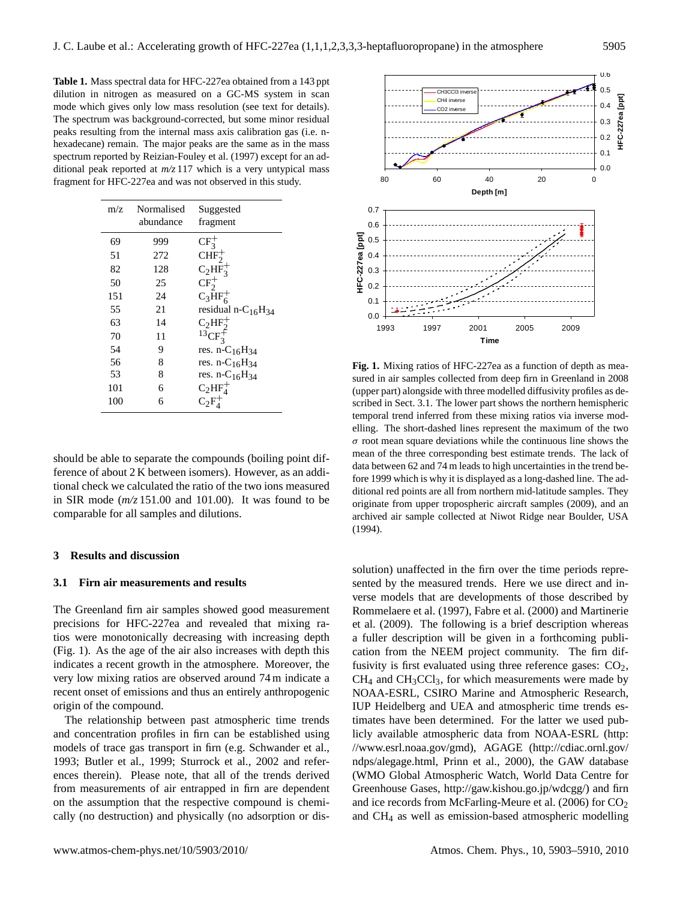**Table 1.** Mass spectral data for HFC-227ea obtained from a 143 ppt dilution in nitrogen as measured on a GC-MS system in scan mode which gives only low mass resolution (see text for details). The spectrum was background-corrected, but some minor residual peaks resulting from the internal mass axis calibration gas (i.e. n-hexadecane) remain. The major peaks are the same as in the mass spectrum reported by Reizian-Fouley et al. (1997) except for an additional peak reported at *m/z* 117 which is a very untypical mass fragment for HFC-227ea and was not observed in this study.

| m/z | Normalised abundance | Suggested fragment |
|---|---|---|
| 69 | 999 | $CF_3^+$ |
| 51 | 272 | $CHF_2^+$ |
| 82 | 128 | $C_2HF_3^+$ |
| 50 | 25 | $CF_2^+$ |
| 151 | 24 | $C_3HF_6^+$ |
| 55 | 21 | residual n-$C_{16}H_{34}$ |
| 63 | 14 | $C_2HF_2^+$ |
| 70 | 11 | $^{13}CF_3^+$ |
| 54 | 9 | res. n-$C_{16}H_{34}$ |
| 56 | 8 | res. n-$C_{16}H_{34}$ |
| 53 | 8 | res. n-$C_{16}H_{34}$ |
| 101 | 6 | $C_2HF_4^+$ |
| 100 | 6 | $C_2F_4^+$ |

should be able to separate the compounds (boiling point difference of about 2 K between isomers). However, as an additional check we calculated the ratio of the two ions measured in SIR mode (*m/z* 151.00 and 101.00). It was found to be comparable for all samples and dilutions.

## 3 Results and discussion

### 3.1 Firn air measurements and results

The Greenland firn air samples showed good measurement precisions for HFC-227ea and revealed that mixing ratios were monotonically decreasing with increasing depth (Fig. 1). As the age of the air also increases with depth this indicates a recent growth in the atmosphere. Moreover, the very low mixing ratios are observed around 74 m indicate a recent onset of emissions and thus an entirely anthropogenic origin of the compound.

The relationship between past atmospheric time trends and concentration profiles in firn can be established using models of trace gas transport in firn (e.g. Schwander et al., 1993; Butler et al., 1999; Sturrock et al., 2002 and references therein). Please note, that all of the trends derived from measurements of air entrapped in firn are dependent on the assumption that the respective compound is chemically (no destruction) and physically (no adsorption or dissolution) unaffected in the firn over the time periods represented by the measured trends. Here we use direct and inverse models that are developments of those described by Rommelaere et al. (1997), Fabre et al. (2000) and Martinerie et al. (2009). The following is a brief description whereas a fuller description will be given in a forthcoming publication from the NEEM project community. The firn diffusivity is first evaluated using three reference gases: $CO_2$, $CH_4$ and $CH_3CCl_3$, for which measurements were made by NOAA-ESRL, CSIRO Marine and Atmospheric Research, IUP Heidelberg and UEA and atmospheric time trends estimates have been determined. For the latter we used publicly available atmospheric data from NOAA-ESRL (http://www.esrl.noaa.gov/gmd), AGAGE (http://cdiac.ornl.gov/ndps/alegage.html, Prinn et al., 2000), the GAW database (WMO Global Atmospheric Watch, World Data Centre for Greenhouse Gases, http://gaw.kishou.go.jp/wdcgg/) and firn and ice records from McFarling-Meure et al. (2006) for $CO_2$ and $CH_4$ as well as emission-based atmospheric modelling

**Fig. 1.** Mixing ratios of HFC-227ea as a function of depth as measured in air samples collected from deep firn in Greenland in 2008 (upper part) alongside with three modelled diffusivity profiles as described in Sect. 3.1. The lower part shows the northern hemispheric temporal trend inferred from these mixing ratios via inverse modelling. The short-dashed lines represent the maximum of the two $\sigma$ root mean square deviations while the continuous line shows the mean of the three corresponding best estimate trends. The lack of data between 62 and 74 m leads to high uncertainties in the trend before 1999 which is why it is displayed as a long-dashed line. The additional red points are all from northern mid-latitude samples. They originate from upper tropospheric aircraft samples (2009), and an archived air sample collected at Niwot Ridge near Boulder, USA (1994).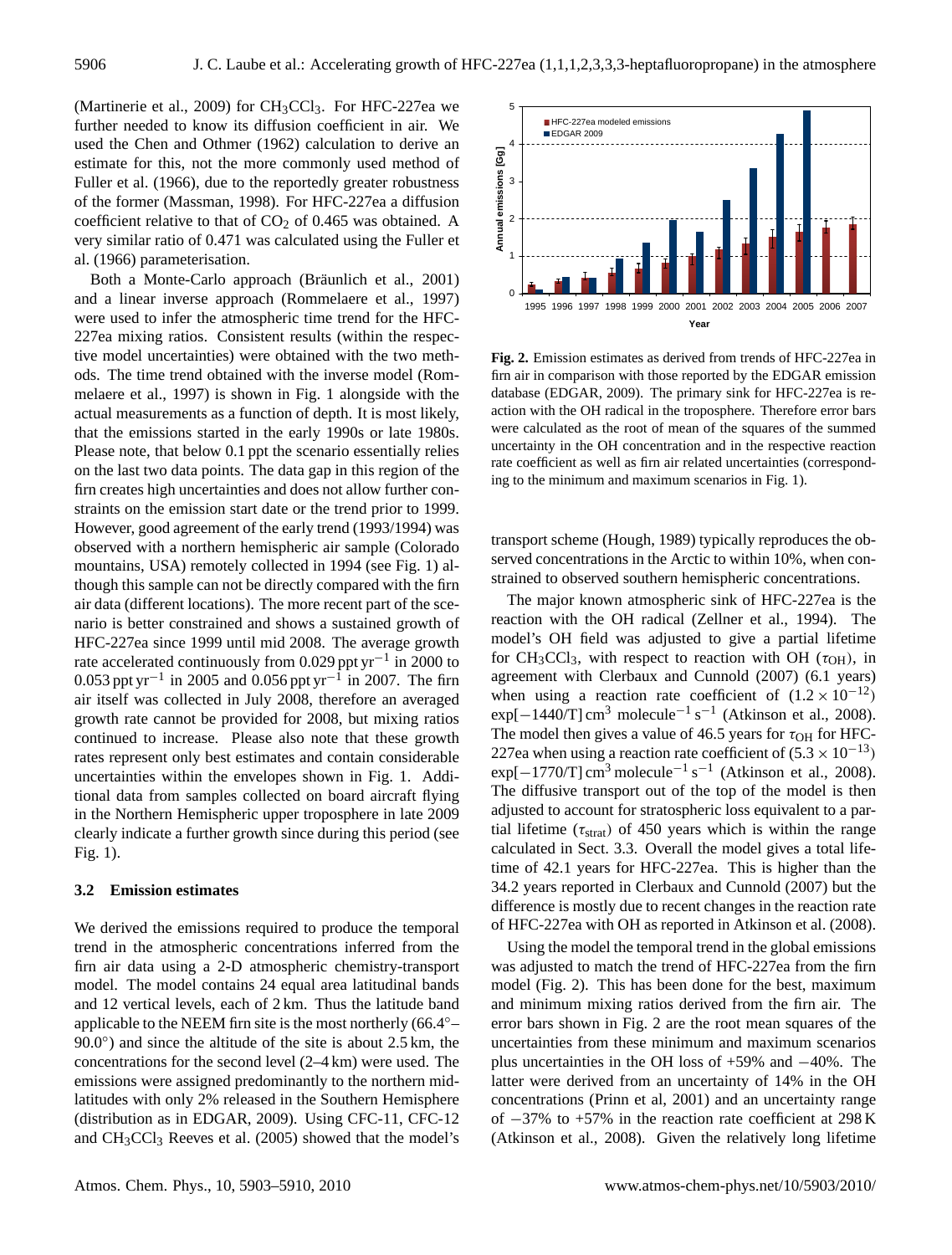(Martinerie et al., 2009) for $CH_3CCl_3$. For HFC-227ea we further needed to know its diffusion coefficient in air. We used the Chen and Othmer (1962) calculation to derive an estimate for this, not the more commonly used method of Fuller et al. (1966), due to the reportedly greater robustness of the former (Massman, 1998). For HFC-227ea a diffusion coefficient relative to that of $CO_2$ of 0.465 was obtained. A very similar ratio of 0.471 was calculated using the Fuller et al. (1966) parameterisation.

Both a Monte-Carlo approach (Bräunlich et al., 2001) and a linear inverse approach (Rommelaere et al., 1997) were used to infer the atmospheric time trend for the HFC-227ea mixing ratios. Consistent results (within the respective model uncertainties) were obtained with the two methods. The time trend obtained with the inverse model (Rommelaere et al., 1997) is shown in Fig. 1 alongside with the actual measurements as a function of depth. It is most likely, that the emissions started in the early 1990s or late 1980s. Please note, that below 0.1 ppt the scenario essentially relies on the last two data points. The data gap in this region of the firn creates high uncertainties and does not allow further constraints on the emission start date or the trend prior to 1999. However, good agreement of the early trend (1993/1994) was observed with a northern hemispheric air sample (Colorado mountains, USA) remotely collected in 1994 (see Fig. 1) although this sample can not be directly compared with the firn air data (different locations). The more recent part of the scenario is better constrained and shows a sustained growth of HFC-227ea since 1999 until mid 2008. The average growth rate accelerated continuously from 0.029 ppt $yr^{-1}$ in 2000 to 0.053 ppt $yr^{-1}$ in 2005 and 0.056 ppt $yr^{-1}$ in 2007. The firn air itself was collected in July 2008, therefore an averaged growth rate cannot be provided for 2008, but mixing ratios continued to increase. Please also note that these growth rates represent only best estimates and contain considerable uncertainties within the envelopes shown in Fig. 1. Additional data from samples collected on board aircraft flying in the Northern Hemispheric upper troposphere in late 2009 clearly indicate a further growth since during this period (see Fig. 1).

### 3.2 Emission estimates

We derived the emissions required to produce the temporal trend in the atmospheric concentrations inferred from the firn air data using a 2-D atmospheric chemistry-transport model. The model contains 24 equal area latitudinal bands and 12 vertical levels, each of 2 km. Thus the latitude band applicable to the NEEM firn site is the most northerly (66.4°–90.0°) and since the altitude of the site is about 2.5 km, the concentrations for the second level (2–4 km) were used. The emissions were assigned predominantly to the northern mid-latitudes with only 2% released in the Southern Hemisphere (distribution as in EDGAR, 2009). Using CFC-11, CFC-12 and $CH_3CCl_3$ Reeves et al. (2005) showed that the model's transport scheme (Hough, 1989) typically reproduces the observed concentrations in the Arctic to within 10%, when constrained to observed southern hemispheric concentrations.

**Fig. 2.** Emission estimates as derived from trends of HFC-227ea in firn air in comparison with those reported by the EDGAR emission database (EDGAR, 2009). The primary sink for HFC-227ea is reaction with the OH radical in the troposphere. Therefore error bars were calculated as the root of mean of the squares of the summed uncertainty in the OH concentration and in the respective reaction rate coefficient as well as firn air related uncertainties (corresponding to the minimum and maximum scenarios in Fig. 1).

The major known atmospheric sink of HFC-227ea is the reaction with the OH radical (Zellner et al., 1994). The model's OH field was adjusted to give a partial lifetime for $CH_3CCl_3$, with respect to reaction with OH ($\tau_{OH}$), in agreement with Clerbaux and Cunnold (2007) (6.1 years) when using a reaction rate coefficient of $(1.2 \times 10^{-12}) \exp[-1440/T]\,cm^3\,molecule^{-1}\,s^{-1}$ (Atkinson et al., 2008). The model then gives a value of 46.5 years for $\tau_{OH}$ for HFC-227ea when using a reaction rate coefficient of $(5.3 \times 10^{-13}) \exp[-1770/T]\,cm^3\,molecule^{-1}\,s^{-1}$ (Atkinson et al., 2008). The diffusive transport out of the top of the model is then adjusted to account for stratospheric loss equivalent to a partial lifetime ($\tau_{strat}$) of 450 years which is within the range calculated in Sect. 3.3. Overall the model gives a total lifetime of 42.1 years for HFC-227ea. This is higher than the 34.2 years reported in Clerbaux and Cunnold (2007) but the difference is mostly due to recent changes in the reaction rate of HFC-227ea with OH as reported in Atkinson et al. (2008).

Using the model the temporal trend in the global emissions was adjusted to match the trend of HFC-227ea from the firn model (Fig. 2). This has been done for the best, maximum and minimum mixing ratios derived from the firn air. The error bars shown in Fig. 2 are the root mean squares of the uncertainties from these minimum and maximum scenarios plus uncertainties in the OH loss of +59% and −40%. The latter were derived from an uncertainty of 14% in the OH concentrations (Prinn et al., 2001) and an uncertainty range of −37% to +57% in the reaction rate coefficient at 298 K (Atkinson et al., 2008). Given the relatively long lifetime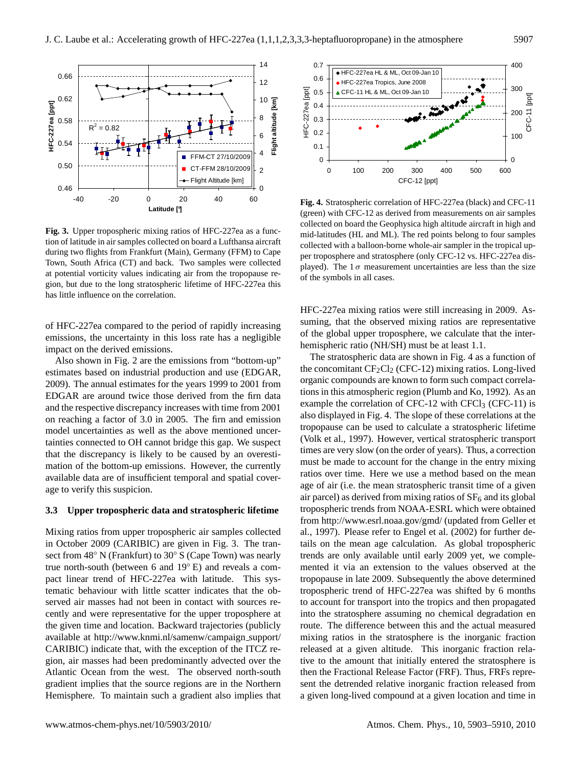**Fig. 3.** Upper tropospheric mixing ratios of HFC-227ea as a function of latitude in air samples collected on board a Lufthansa aircraft during two flights from Frankfurt (Main), Germany (FFM) to Cape Town, South Africa (CT) and back. Two samples were collected at potential vorticity values indicating air from the tropopause region, but due to the long stratospheric lifetime of HFC-227ea this has little influence on the correlation.

**Fig. 4.** Stratospheric correlation of HFC-227ea (black) and CFC-11 (green) with CFC-12 as derived from measurements on air samples collected on board the Geophysica high altitude aircraft in high and mid-latitudes (HL and ML). The red points belong to four samples collected with a balloon-borne whole-air sampler in the tropical upper troposphere and stratosphere (only CFC-12 vs. HFC-227ea displayed). The 1$\sigma$ measurement uncertainties are less than the size of the symbols in all cases.

of HFC-227ea compared to the period of rapidly increasing emissions, the uncertainty in this loss rate has a negligible impact on the derived emissions.

Also shown in Fig. 2 are the emissions from "bottom-up" estimates based on industrial production and use (EDGAR, 2009). The annual estimates for the years 1999 to 2001 from EDGAR are around twice those derived from the firn data and the respective discrepancy increases with time from 2001 on reaching a factor of 3.0 in 2005. The firn and emission model uncertainties as well as the above mentioned uncertainties connected to OH cannot bridge this gap. We suspect that the discrepancy is likely to be caused by an overestimation of the bottom-up emissions. However, the currently available data are of insufficient temporal and spatial coverage to verify this suspicion.

### 3.3 Upper tropospheric data and stratospheric lifetime

Mixing ratios from upper tropospheric air samples collected in October 2009 (CARIBIC) are given in Fig. 3. The transect from 48° N (Frankfurt) to 30° S (Cape Town) was nearly true north-south (between 6 and 19° E) and reveals a compact linear trend of HFC-227ea with latitude. This systematic behaviour with little scatter indicates that the observed air masses had not been in contact with sources recently and were representative for the upper troposphere at the given time and location. Backward trajectories (publicly available at http://www.knmi.nl/samenw/campaign_support/CARIBIC) indicate that, with the exception of the ITCZ region, air masses had been predominantly advected over the Atlantic Ocean from the west. The observed north-south gradient implies that the source regions are in the Northern Hemisphere. To maintain such a gradient also implies that HFC-227ea mixing ratios were still increasing in 2009. Assuming, that the observed mixing ratios are representative of the global upper troposphere, we calculate that the interhemispheric ratio (NH/SH) must be at least 1.1.

The stratospheric data are shown in Fig. 4 as a function of the concomitant $CF_2Cl_2$ (CFC-12) mixing ratios. Long-lived organic compounds are known to form such compact correlations in this atmospheric region (Plumb and Ko, 1992). As an example the correlation of CFC-12 with $CFCl_3$ (CFC-11) is also displayed in Fig. 4. The slope of these correlations at the tropopause can be used to calculate a stratospheric lifetime (Volk et al., 1997). However, vertical stratospheric transport times are very slow (on the order of years). Thus, a correction must be made to account for the change in the entry mixing ratios over time. Here we use a method based on the mean age of air (i.e. the mean stratospheric transit time of a given air parcel) as derived from mixing ratios of $SF_6$ and its global tropospheric trends from NOAA-ESRL which were obtained from http://www.esrl.noaa.gov/gmd/ (updated from Geller et al., 1997). Please refer to Engel et al. (2002) for further details on the mean age calculation. As global tropospheric trends are only available until early 2009 yet, we complemented it via an extension to the values observed at the tropopause in late 2009. Subsequently the above determined tropospheric trend of HFC-227ea was shifted by 6 months to account for transport into the tropics and then propagated into the stratosphere assuming no chemical degradation en route. The difference between this and the actual measured mixing ratios in the stratosphere is the inorganic fraction released at a given altitude. This inorganic fraction relative to the amount that initially entered the stratosphere is then the Fractional Release Factor (FRF). Thus, FRFs represent the detrended relative inorganic fraction released from a given long-lived compound at a given location and time in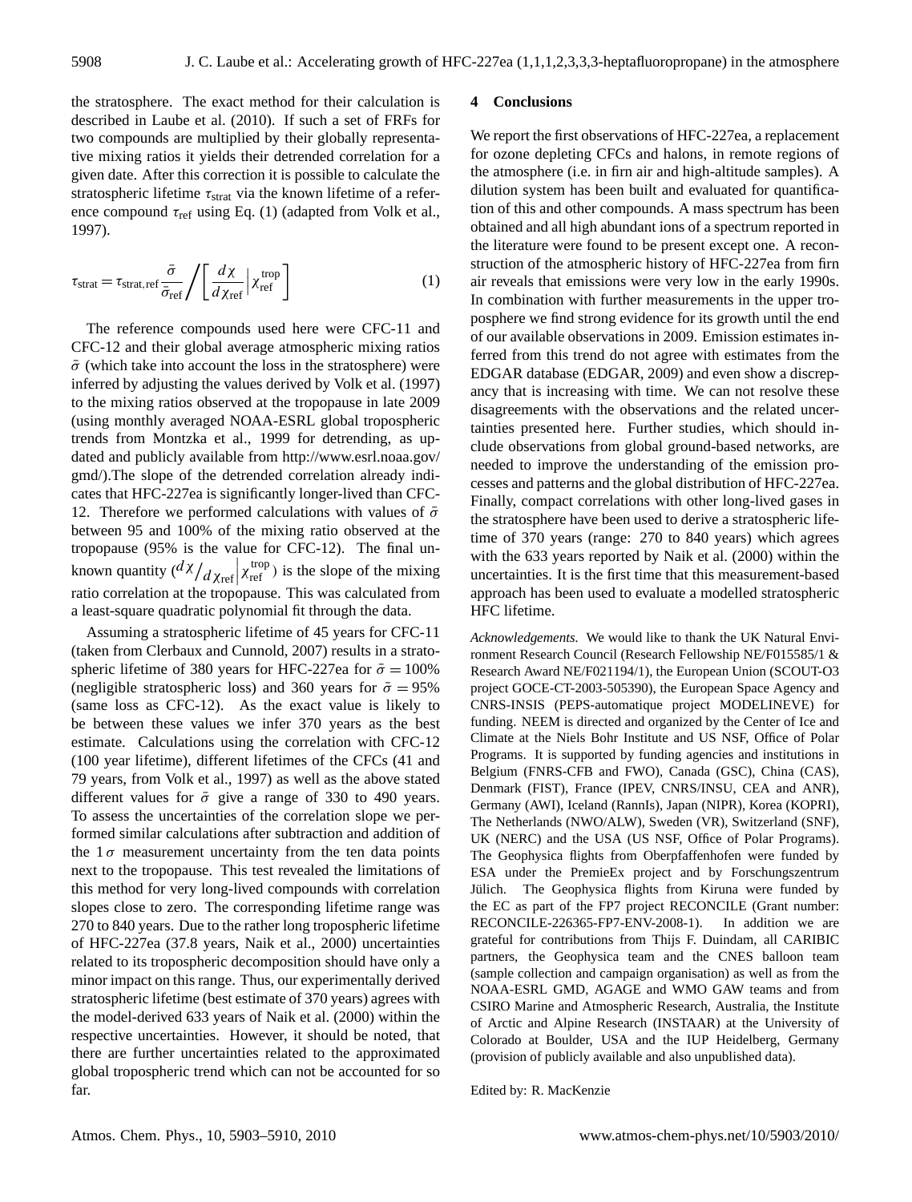the stratosphere. The exact method for their calculation is described in Laube et al. (2010). If such a set of FRFs for two compounds are multiplied by their globally representative mixing ratios it yields their detrended correlation for a given date. After this correction it is possible to calculate the stratospheric lifetime $\tau_{\text{strat}}$ via the known lifetime of a reference compound $\tau_{\text{ref}}$ using Eq. (1) (adapted from Volk et al., 1997).

$$\tau_{\text{strat}} = \tau_{\text{strat,ref}} \frac{\bar{\sigma}}{\bar{\sigma}_{\text{ref}}} \bigg/ \left[ \frac{d\chi}{d\chi_{\text{ref}}} \bigg| \chi_{\text{ref}}^{\text{trop}} \right] \tag{1}$$

The reference compounds used here were CFC-11 and CFC-12 and their global average atmospheric mixing ratios $\bar{\sigma}$ (which take into account the loss in the stratosphere) were inferred by adjusting the values derived by Volk et al. (1997) to the mixing ratios observed at the tropopause in late 2009 (using monthly averaged NOAA-ESRL global tropospheric trends from Montzka et al., 1999 for detrending, as updated and publicly available from http://www.esrl.noaa.gov/gmd/).The slope of the detrended correlation already indicates that HFC-227ea is significantly longer-lived than CFC-12. Therefore we performed calculations with values of $\bar{\sigma}$ between 95 and 100% of the mixing ratio observed at the tropopause (95% is the value for CFC-12). The final unknown quantity $({}^{d\chi}/_{d\chi_{\text{ref}}}\big|\chi_{\text{ref}}^{\text{trop}})$ is the slope of the mixing ratio correlation at the tropopause. This was calculated from a least-square quadratic polynomial fit through the data.

Assuming a stratospheric lifetime of 45 years for CFC-11 (taken from Clerbaux and Cunnold, 2007) results in a stratospheric lifetime of 380 years for HFC-227ea for $\bar{\sigma} = 100\%$ (negligible stratospheric loss) and 360 years for $\bar{\sigma} = 95\%$ (same loss as CFC-12). As the exact value is likely to be between these values we infer 370 years as the best estimate. Calculations using the correlation with CFC-12 (100 year lifetime), different lifetimes of the CFCs (41 and 79 years, from Volk et al., 1997) as well as the above stated different values for $\bar{\sigma}$ give a range of 330 to 490 years. To assess the uncertainties of the correlation slope we performed similar calculations after subtraction and addition of the $1\sigma$ measurement uncertainty from the ten data points next to the tropopause. This test revealed the limitations of this method for very long-lived compounds with correlation slopes close to zero. The corresponding lifetime range was 270 to 840 years. Due to the rather long tropospheric lifetime of HFC-227ea (37.8 years, Naik et al., 2000) uncertainties related to its tropospheric decomposition should have only a minor impact on this range. Thus, our experimentally derived stratospheric lifetime (best estimate of 370 years) agrees with the model-derived 633 years of Naik et al. (2000) within the respective uncertainties. However, it should be noted, that there are further uncertainties related to the approximated global tropospheric trend which can not be accounted for so far.

## 4 Conclusions

We report the first observations of HFC-227ea, a replacement for ozone depleting CFCs and halons, in remote regions of the atmosphere (i.e. in firn air and high-altitude samples). A dilution system has been built and evaluated for quantification of this and other compounds. A mass spectrum has been obtained and all high abundant ions of a spectrum reported in the literature were found to be present except one. A reconstruction of the atmospheric history of HFC-227ea from firn air reveals that emissions were very low in the early 1990s. In combination with further measurements in the upper troposphere we find strong evidence for its growth until the end of our available observations in 2009. Emission estimates inferred from this trend do not agree with estimates from the EDGAR database (EDGAR, 2009) and even show a discrepancy that is increasing with time. We can not resolve these disagreements with the observations and the related uncertainties presented here. Further studies, which should include observations from global ground-based networks, are needed to improve the understanding of the emission processes and patterns and the global distribution of HFC-227ea. Finally, compact correlations with other long-lived gases in the stratosphere have been used to derive a stratospheric lifetime of 370 years (range: 270 to 840 years) which agrees with the 633 years reported by Naik et al. (2000) within the uncertainties. It is the first time that this measurement-based approach has been used to evaluate a modelled stratospheric HFC lifetime.

*Acknowledgements.* We would like to thank the UK Natural Environment Research Council (Research Fellowship NE/F015585/1 & Research Award NE/F021194/1), the European Union (SCOUT-O3 project GOCE-CT-2003-505390), the European Space Agency and CNRS-INSIS (PEPS-automatique project MODELINEVE) for funding. NEEM is directed and organized by the Center of Ice and Climate at the Niels Bohr Institute and US NSF, Office of Polar Programs. It is supported by funding agencies and institutions in Belgium (FNRS-CFB and FWO), Canada (GSC), China (CAS), Denmark (FIST), France (IPEV, CNRS/INSU, CEA and ANR), Germany (AWI), Iceland (RannIs), Japan (NIPR), Korea (KOPRI), The Netherlands (NWO/ALW), Sweden (VR), Switzerland (SNF), UK (NERC) and the USA (US NSF, Office of Polar Programs). The Geophysica flights from Oberpfaffenhofen were funded by ESA under the PremieEx project and by Forschungszentrum Jülich. The Geophysica flights from Kiruna were funded by the EC as part of the FP7 project RECONCILE (Grant number: RECONCILE-226365-FP7-ENV-2008-1). In addition we are grateful for contributions from Thijs F. Duindam, all CARIBIC partners, the Geophysica team and the CNES balloon team (sample collection and campaign organisation) as well as from the NOAA-ESRL GMD, AGAGE and WMO GAW teams and from CSIRO Marine and Atmospheric Research, Australia, the Institute of Arctic and Alpine Research (INSTAAR) at the University of Colorado at Boulder, USA and the IUP Heidelberg, Germany (provision of publicly available and also unpublished data).

Edited by: R. MacKenzie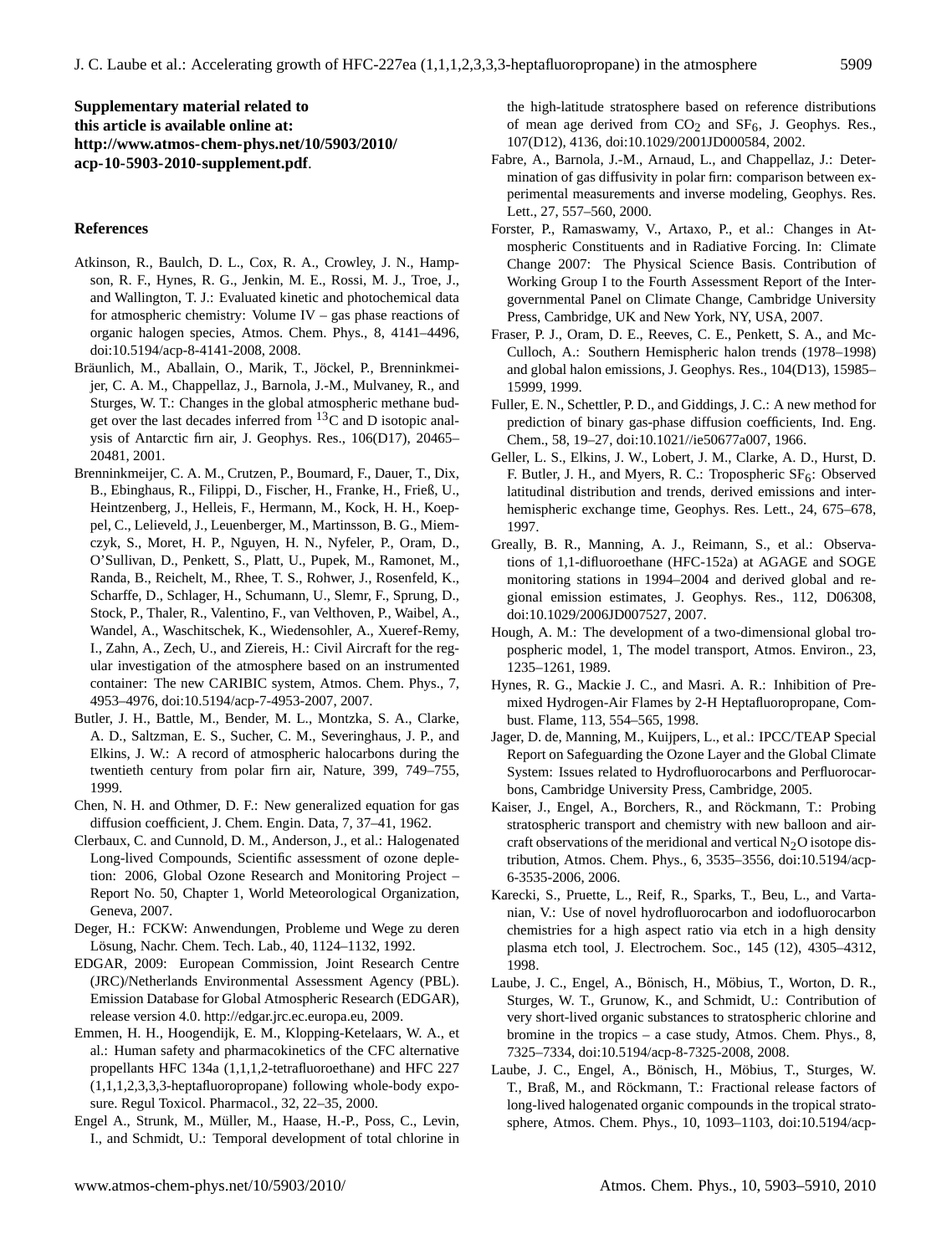**Supplementary material related to this article is available online at: http://www.atmos-chem-phys.net/10/5903/2010/acp-10-5903-2010-supplement.pdf.**

## References

Atkinson, R., Baulch, D. L., Cox, R. A., Crowley, J. N., Hampson, R. F., Hynes, R. G., Jenkin, M. E., Rossi, M. J., Troe, J., and Wallington, T. J.: Evaluated kinetic and photochemical data for atmospheric chemistry: Volume IV – gas phase reactions of organic halogen species, Atmos. Chem. Phys., 8, 4141–4496, doi:10.5194/acp-8-4141-2008, 2008.

Bräunlich, M., Aballain, O., Marik, T., Jöckel, P., Brenninkmeijer, C. A. M., Chappellaz, J., Barnola, J.-M., Mulvaney, R., and Sturges, W. T.: Changes in the global atmospheric methane budget over the last decades inferred from $^{13}$C and D isotopic analysis of Antarctic firn air, J. Geophys. Res., 106(D17), 20465–20481, 2001.

Brenninkmeijer, C. A. M., Crutzen, P., Boumard, F., Dauer, T., Dix, B., Ebinghaus, R., Filippi, D., Fischer, H., Franke, H., Frieß, U., Heintzenberg, J., Helleis, F., Hermann, M., Kock, H. H., Koeppel, C., Lelieveld, J., Leuenberger, M., Martinsson, B. G., Miemczyk, S., Moret, H. P., Nguyen, H. N., Nyfeler, P., Oram, D., O'Sullivan, D., Penkett, S., Platt, U., Pupek, M., Ramonet, M., Randa, B., Reichelt, M., Rhee, T. S., Rohwer, J., Rosenfeld, K., Scharffe, D., Schlager, H., Schumann, U., Slemr, F., Sprung, D., Stock, P., Thaler, R., Valentino, F., van Velthoven, P., Waibel, A., Wandel, A., Waschitschek, K., Wiedensohler, A., Xueref-Remy, I., Zahn, A., Zech, U., and Ziereis, H.: Civil Aircraft for the regular investigation of the atmosphere based on an instrumented container: The new CARIBIC system, Atmos. Chem. Phys., 7, 4953–4976, doi:10.5194/acp-7-4953-2007, 2007.

Butler, J. H., Battle, M., Bender, M. L., Montzka, S. A., Clarke, A. D., Saltzman, E. S., Sucher, C. M., Severinghaus, J. P., and Elkins, J. W.: A record of atmospheric halocarbons during the twentieth century from polar firn air, Nature, 399, 749–755, 1999.

Chen, N. H. and Othmer, D. F.: New generalized equation for gas diffusion coefficient, J. Chem. Engin. Data, 7, 37–41, 1962.

Clerbaux, C. and Cunnold, D. M., Anderson, J., et al.: Halogenated Long-lived Compounds, Scientific assessment of ozone depletion: 2006, Global Ozone Research and Monitoring Project – Report No. 50, Chapter 1, World Meteorological Organization, Geneva, 2007.

Deger, H.: FCKW: Anwendungen, Probleme und Wege zu deren Lösung, Nachr. Chem. Tech. Lab., 40, 1124–1132, 1992.

EDGAR, 2009: European Commission, Joint Research Centre (JRC)/Netherlands Environmental Assessment Agency (PBL). Emission Database for Global Atmospheric Research (EDGAR), release version 4.0. http://edgar.jrc.ec.europa.eu, 2009.

Emmen, H. H., Hoogendijk, E. M., Klopping-Ketelaars, W. A., et al.: Human safety and pharmacokinetics of the CFC alternative propellants HFC 134a (1,1,1,2-tetrafluoroethane) and HFC 227 (1,1,1,2,3,3,3-heptafluoropropane) following whole-body exposure. Regul Toxicol. Pharmacol., 32, 22–35, 2000.

Engel A., Strunk, M., Müller, M., Haase, H.-P., Poss, C., Levin, I., and Schmidt, U.: Temporal development of total chlorine in the high-latitude stratosphere based on reference distributions of mean age derived from $CO_2$ and $SF_6$, J. Geophys. Res., 107(D12), 4136, doi:10.1029/2001JD000584, 2002.

Fabre, A., Barnola, J.-M., Arnaud, L., and Chappellaz, J.: Determination of gas diffusivity in polar firn: comparison between experimental measurements and inverse modeling, Geophys. Res. Lett., 27, 557–560, 2000.

Forster, P., Ramaswamy, V., Artaxo, P., et al.: Changes in Atmospheric Constituents and in Radiative Forcing. In: Climate Change 2007: The Physical Science Basis. Contribution of Working Group I to the Fourth Assessment Report of the Intergovernmental Panel on Climate Change, Cambridge University Press, Cambridge, UK and New York, NY, USA, 2007.

Fraser, P. J., Oram, D. E., Reeves, C. E., Penkett, S. A., and McCulloch, A.: Southern Hemispheric halon trends (1978–1998) and global halon emissions, J. Geophys. Res., 104(D13), 15985–15999, 1999.

Fuller, E. N., Schettler, P. D., and Giddings, J. C.: A new method for prediction of binary gas-phase diffusion coefficients, Ind. Eng. Chem., 58, 19–27, doi:10.1021//ie50677a007, 1966.

Geller, L. S., Elkins, J. W., Lobert, J. M., Clarke, A. D., Hurst, D. F. Butler, J. H., and Myers, R. C.: Tropospheric $SF_6$: Observed latitudinal distribution and trends, derived emissions and interhemispheric exchange time, Geophys. Res. Lett., 24, 675–678, 1997.

Greally, B. R., Manning, A. J., Reimann, S., et al.: Observations of 1,1-difluoroethane (HFC-152a) at AGAGE and SOGE monitoring stations in 1994–2004 and derived global and regional emission estimates, J. Geophys. Res., 112, D06308, doi:10.1029/2006JD007527, 2007.

Hough, A. M.: The development of a two-dimensional global tropospheric model, 1, The model transport, Atmos. Environ., 23, 1235–1261, 1989.

Hynes, R. G., Mackie J. C., and Masri. A. R.: Inhibition of Premixed Hydrogen-Air Flames by 2-H Heptafluoropropane, Combust. Flame, 113, 554–565, 1998.

Jager, D. de, Manning, M., Kuijpers, L., et al.: IPCC/TEAP Special Report on Safeguarding the Ozone Layer and the Global Climate System: Issues related to Hydrofluorocarbons and Perfluorocarbons, Cambridge University Press, Cambridge, 2005.

Kaiser, J., Engel, A., Borchers, R., and Röckmann, T.: Probing stratospheric transport and chemistry with new balloon and aircraft observations of the meridional and vertical $N_2O$ isotope distribution, Atmos. Chem. Phys., 6, 3535–3556, doi:10.5194/acp-6-3535-2006, 2006.

Karecki, S., Pruette, L., Reif, R., Sparks, T., Beu, L., and Vartanian, V.: Use of novel hydrofluorocarbon and iodofluorocarbon chemistries for a high aspect ratio via etch in a high density plasma etch tool, J. Electrochem. Soc., 145 (12), 4305–4312, 1998.

Laube, J. C., Engel, A., Bönisch, H., Möbius, T., Worton, D. R., Sturges, W. T., Grunow, K., and Schmidt, U.: Contribution of very short-lived organic substances to stratospheric chlorine and bromine in the tropics – a case study, Atmos. Chem. Phys., 8, 7325–7334, doi:10.5194/acp-8-7325-2008, 2008.

Laube, J. C., Engel, A., Bönisch, H., Möbius, T., Sturges, W. T., Braß, M., and Röckmann, T.: Fractional release factors of long-lived halogenated organic compounds in the tropical stratosphere, Atmos. Chem. Phys., 10, 1093–1103, doi:10.5194/acp-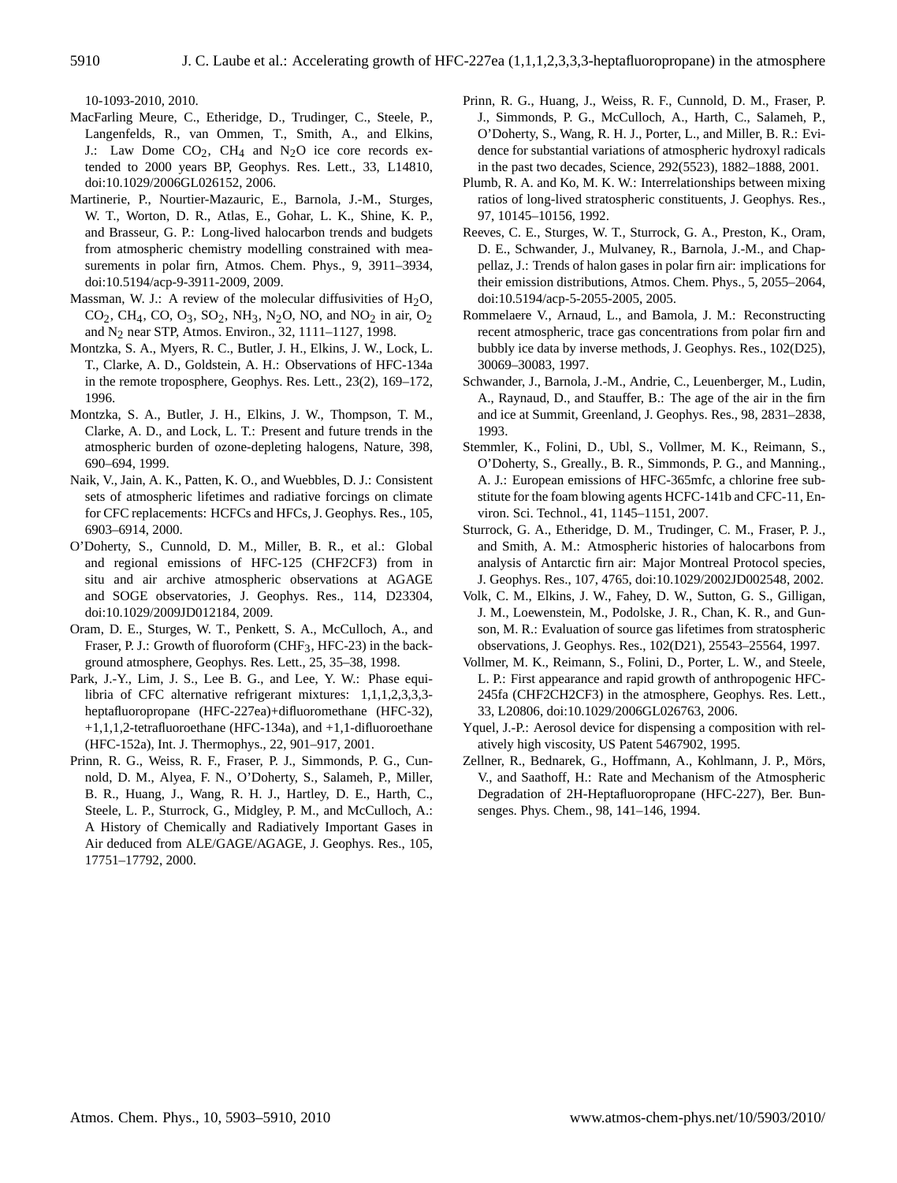10-1093-2010, 2010.

MacFarling Meure, C., Etheridge, D., Trudinger, C., Steele, P., Langenfelds, R., van Ommen, T., Smith, A., and Elkins, J.: Law Dome $CO_2$, $CH_4$ and $N_2O$ ice core records extended to 2000 years BP, Geophys. Res. Lett., 33, L14810, doi:10.1029/2006GL026152, 2006.

Martinerie, P., Nourtier-Mazauric, E., Barnola, J.-M., Sturges, W. T., Worton, D. R., Atlas, E., Gohar, L. K., Shine, K. P., and Brasseur, G. P.: Long-lived halocarbon trends and budgets from atmospheric chemistry modelling constrained with measurements in polar firn, Atmos. Chem. Phys., 9, 3911–3934, doi:10.5194/acp-9-3911-2009, 2009.

Massman, W. J.: A review of the molecular diffusivities of $H_2O$, $CO_2$, $CH_4$, CO, $O_3$, $SO_2$, $NH_3$, $N_2O$, NO, and $NO_2$ in air, $O_2$ and $N_2$ near STP, Atmos. Environ., 32, 1111–1127, 1998.

Montzka, S. A., Myers, R. C., Butler, J. H., Elkins, J. W., Lock, L. T., Clarke, A. D., Goldstein, A. H.: Observations of HFC-134a in the remote troposphere, Geophys. Res. Lett., 23(2), 169–172, 1996.

Montzka, S. A., Butler, J. H., Elkins, J. W., Thompson, T. M., Clarke, A. D., and Lock, L. T.: Present and future trends in the atmospheric burden of ozone-depleting halogens, Nature, 398, 690–694, 1999.

Naik, V., Jain, A. K., Patten, K. O., and Wuebbles, D. J.: Consistent sets of atmospheric lifetimes and radiative forcings on climate for CFC replacements: HCFCs and HFCs, J. Geophys. Res., 105, 6903–6914, 2000.

O'Doherty, S., Cunnold, D. M., Miller, B. R., et al.: Global and regional emissions of HFC-125 (CHF2CF3) from in situ and air archive atmospheric observations at AGAGE and SOGE observatories, J. Geophys. Res., 114, D23304, doi:10.1029/2009JD012184, 2009.

Oram, D. E., Sturges, W. T., Penkett, S. A., McCulloch, A., and Fraser, P. J.: Growth of fluoroform ($CHF_3$, HFC-23) in the background atmosphere, Geophys. Res. Lett., 25, 35–38, 1998.

Park, J.-Y., Lim, J. S., Lee B. G., and Lee, Y. W.: Phase equilibria of CFC alternative refrigerant mixtures: 1,1,1,2,3,3,3-heptafluoropropane (HFC-227ea)+difluoromethane (HFC-32), +1,1,1,2-tetrafluoroethane (HFC-134a), and +1,1-difluoroethane (HFC-152a), Int. J. Thermophys., 22, 901–917, 2001.

Prinn, R. G., Weiss, R. F., Fraser, P. J., Simmonds, P. G., Cunnold, D. M., Alyea, F. N., O'Doherty, S., Salameh, P., Miller, B. R., Huang, J., Wang, R. H. J., Hartley, D. E., Harth, C., Steele, L. P., Sturrock, G., Midgley, P. M., and McCulloch, A.: A History of Chemically and Radiatively Important Gases in Air deduced from ALE/GAGE/AGAGE, J. Geophys. Res., 105, 17751–17792, 2000.

Prinn, R. G., Huang, J., Weiss, R. F., Cunnold, D. M., Fraser, P. J., Simmonds, P. G., McCulloch, A., Harth, C., Salameh, P., O'Doherty, S., Wang, R. H. J., Porter, L., and Miller, B. R.: Evidence for substantial variations of atmospheric hydroxyl radicals in the past two decades, Science, 292(5523), 1882–1888, 2001.

Plumb, R. A. and Ko, M. K. W.: Interrelationships between mixing ratios of long-lived stratospheric constituents, J. Geophys. Res., 97, 10145–10156, 1992.

Reeves, C. E., Sturges, W. T., Sturrock, G. A., Preston, K., Oram, D. E., Schwander, J., Mulvaney, R., Barnola, J.-M., and Chappellaz, J.: Trends of halon gases in polar firn air: implications for their emission distributions, Atmos. Chem. Phys., 5, 2055–2064, doi:10.5194/acp-5-2055-2005, 2005.

Rommelaere V., Arnaud, L., and Bamola, J. M.: Reconstructing recent atmospheric, trace gas concentrations from polar firn and bubbly ice data by inverse methods, J. Geophys. Res., 102(D25), 30069–30083, 1997.

Schwander, J., Barnola, J.-M., Andrie, C., Leuenberger, M., Ludin, A., Raynaud, D., and Stauffer, B.: The age of the air in the firn and ice at Summit, Greenland, J. Geophys. Res., 98, 2831–2838, 1993.

Stemmler, K., Folini, D., Ubl, S., Vollmer, M. K., Reimann, S., O'Doherty, S., Greally., B. R., Simmonds, P. G., and Manning., A. J.: European emissions of HFC-365mfc, a chlorine free substitute for the foam blowing agents HCFC-141b and CFC-11, Environ. Sci. Technol., 41, 1145–1151, 2007.

Sturrock, G. A., Etheridge, D. M., Trudinger, C. M., Fraser, P. J., and Smith, A. M.: Atmospheric histories of halocarbons from analysis of Antarctic firn air: Major Montreal Protocol species, J. Geophys. Res., 107, 4765, doi:10.1029/2002JD002548, 2002.

Volk, C. M., Elkins, J. W., Fahey, D. W., Sutton, G. S., Gilligan, J. M., Loewenstein, M., Podolske, J. R., Chan, K. R., and Gunson, M. R.: Evaluation of source gas lifetimes from stratospheric observations, J. Geophys. Res., 102(D21), 25543–25564, 1997.

Vollmer, M. K., Reimann, S., Folini, D., Porter, L. W., and Steele, L. P.: First appearance and rapid growth of anthropogenic HFC-245fa (CHF2CH2CF3) in the atmosphere, Geophys. Res. Lett., 33, L20806, doi:10.1029/2006GL026763, 2006.

Yquel, J.-P.: Aerosol device for dispensing a composition with relatively high viscosity, US Patent 5467902, 1995.

Zellner, R., Bednarek, G., Hoffmann, A., Kohlmann, J. P., Mörs, V., and Saathoff, H.: Rate and Mechanism of the Atmospheric Degradation of 2H-Heptafluoropropane (HFC-227), Ber. Bunsenges. Phys. Chem., 98, 141–146, 1994.